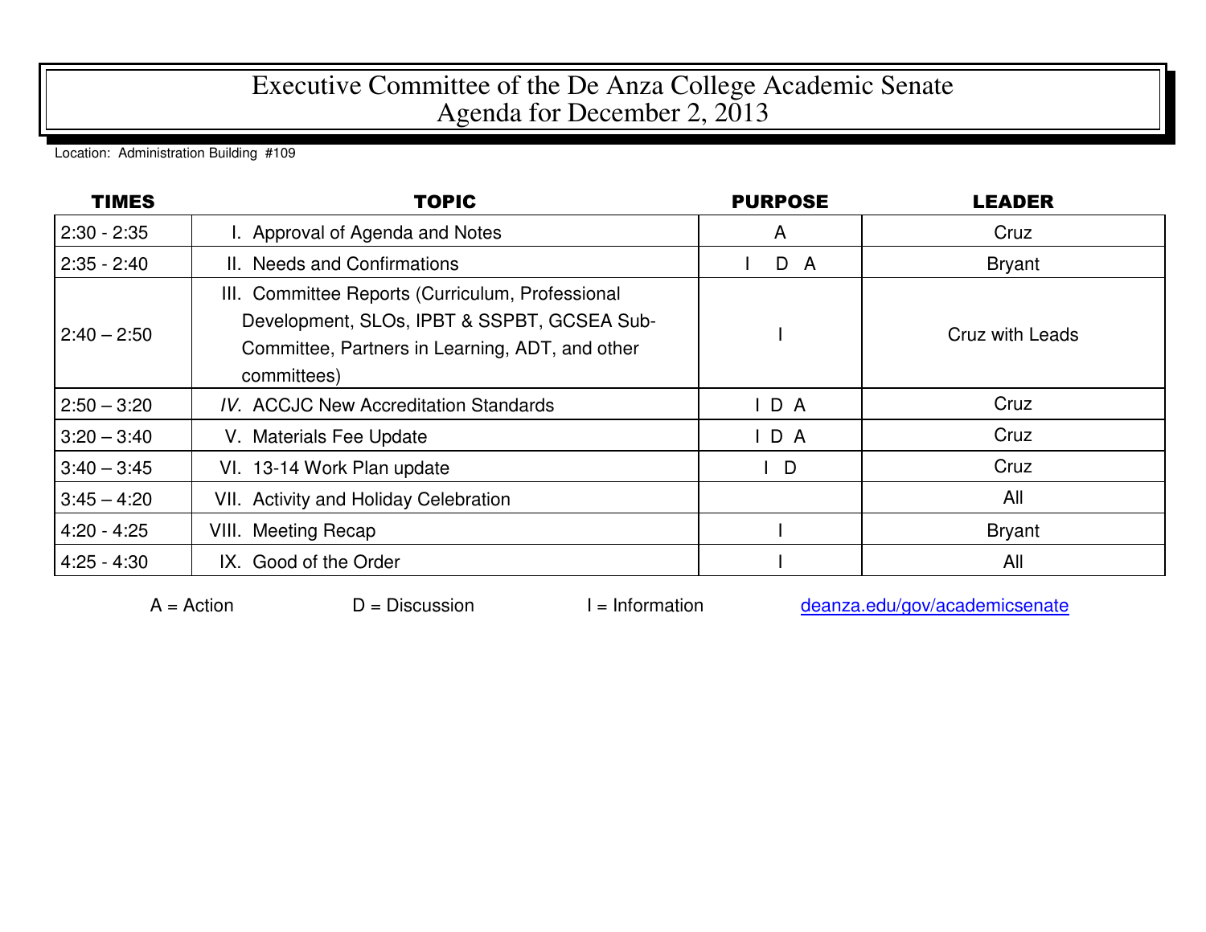# Executive Committee of the De Anza College Academic Senate
## Agenda for December 2, 2013

Location: Administration Building #109

| TIMES | TOPIC | PURPOSE | LEADER |
|---|---|---|---|
| 2:30 - 2:35 | I. Approval of Agenda and Notes | A | Cruz |
| 2:35 - 2:40 | II. Needs and Confirmations | I D A | Bryant |
| 2:40 – 2:50 | III. Committee Reports (Curriculum, Professional Development, SLOs, IPBT & SSPBT, GCSEA Sub-Committee, Partners in Learning, ADT, and other committees) | I | Cruz with Leads |
| 2:50 – 3:20 | *IV.* ACCJC New Accreditation Standards | I D A | Cruz |
| 3:20 – 3:40 | V. Materials Fee Update | I D A | Cruz |
| 3:40 – 3:45 | VI. 13-14 Work Plan update | I D | Cruz |
| 3:45 – 4:20 | VII. Activity and Holiday Celebration | | All |
| 4:20 - 4:25 | VIII. Meeting Recap | I | Bryant |
| 4:25 - 4:30 | IX. Good of the Order | I | All |

A = Action D = Discussion I = Information deanza.edu/gov/academicsenate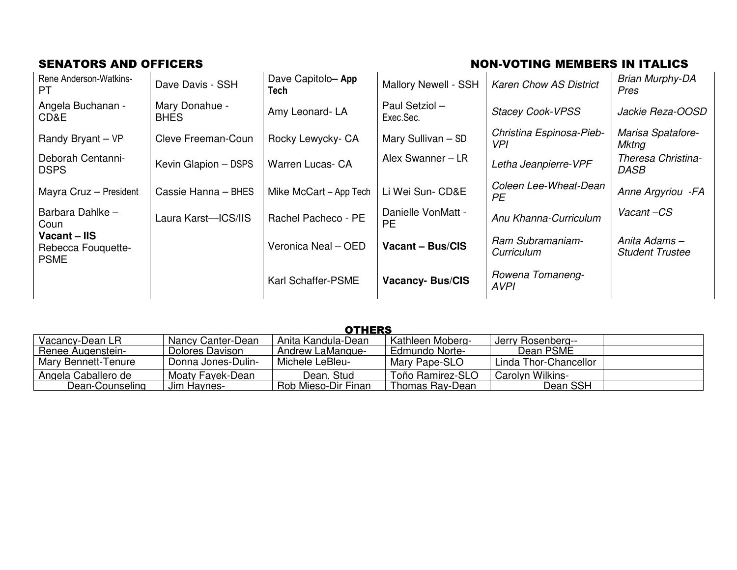**SENATORS AND OFFICERS** **NON-VOTING MEMBERS IN ITALICS**

| | | | | | |
|---|---|---|---|---|---|
| Rene Anderson-Watkins-PT | Dave Davis - SSH | Dave Capitolo**– App Tech** | Mallory Newell - SSH | *Karen Chow AS District* | *Brian Murphy-DA Pres* |
| Angela Buchanan - CD&E | Mary Donahue - BHES | Amy Leonard- LA | Paul Setziol – Exec.Sec. | *Stacey Cook-VPSS* | *Jackie Reza-OOSD* |
| Randy Bryant – VP | Cleve Freeman-Coun | Rocky Lewycky- CA | Mary Sullivan – SD | *Christina Espinosa-Pieb-VPI* | *Marisa Spatafore-Mktng* |
| Deborah Centanni-DSPS | Kevin Glapion – DSPS | Warren Lucas- CA | Alex Swanner – LR | *Letha Jeanpierre-VPF* | *Theresa Christina-DASB* |
| Mayra Cruz – President | Cassie Hanna – BHES | Mike McCart – App Tech | Li Wei Sun- CD&E | *Coleen Lee-Wheat-Dean PE* | *Anne Argyriou -FA* |
| Barbara Dahlke – Coun | Laura Karst—ICS/IIS | Rachel Pacheco - PE | Danielle VonMatt - PE | *Anu Khanna-Curriculum* | *Vacant –CS* |
| **Vacant – IIS** Rebecca Fouquette-PSME | | Veronica Neal – OED | **Vacant – Bus/CIS** | *Ram Subramaniam-Curriculum* | *Anita Adams – Student Trustee* |
| | | Karl Schaffer-PSME | **Vacancy- Bus/CIS** | *Rowena Tomaneng-AVPI* | |

**OTHERS**

| | | | | | |
|---|---|---|---|---|---|
| Vacancy-Dean LR | Nancy Canter-Dean | Anita Kandula-Dean | Kathleen Moberg- | Jerry Rosenberg-- | |
| Renee Augenstein- | Dolores Davison | Andrew LaManque- | Edmundo Norte- | Dean PSME | |
| Mary Bennett-Tenure | Donna Jones-Dulin- | Michele LeBleu- | Mary Pape-SLO | Linda Thor-Chancellor | |
| Angela Caballero de | Moaty Fayek-Dean | Dean, Stud | Toño Ramirez-SLO | Carolyn Wilkins- | |
| Dean-Counseling | Jim Haynes- | Rob Mieso-Dir Finan | Thomas Ray-Dean | Dean SSH | |